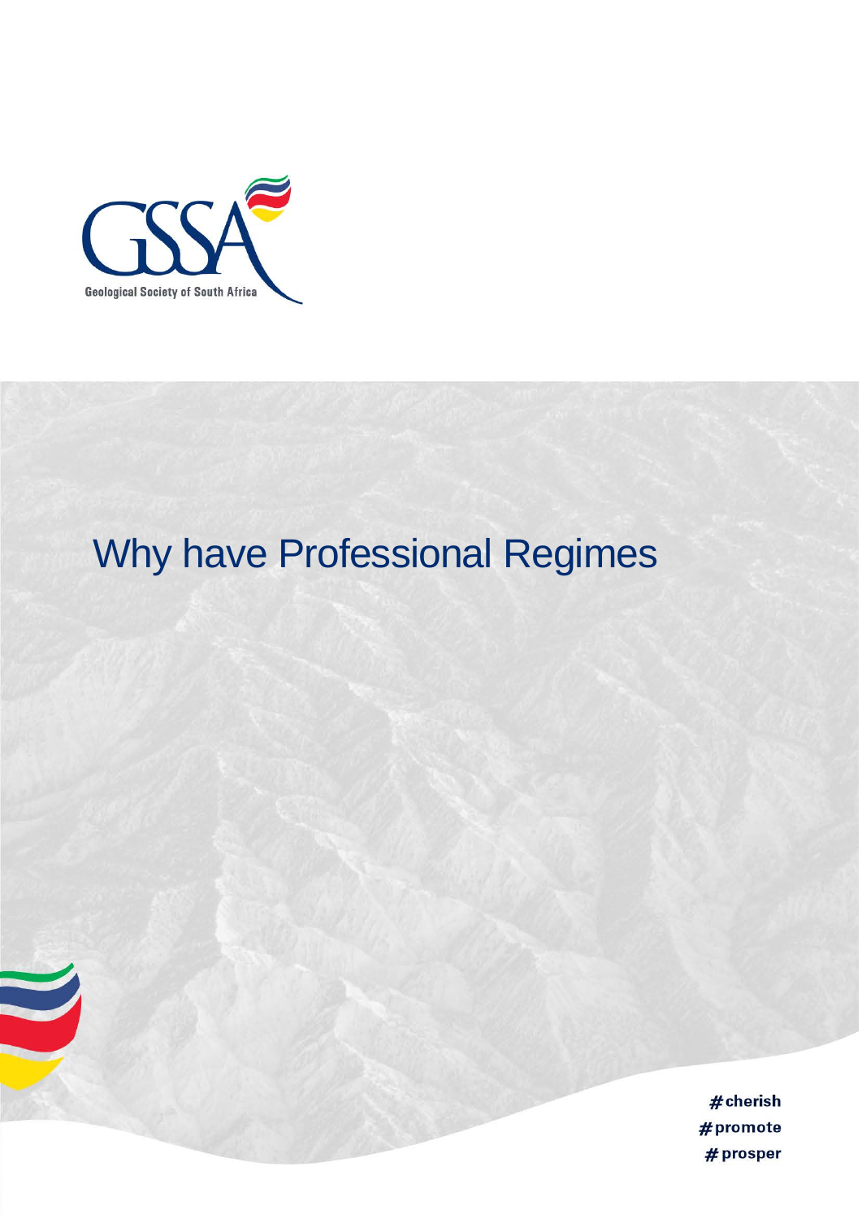Geological Society of South Africa

# Why have Professional Regimes

#cherish
#promote
#prosper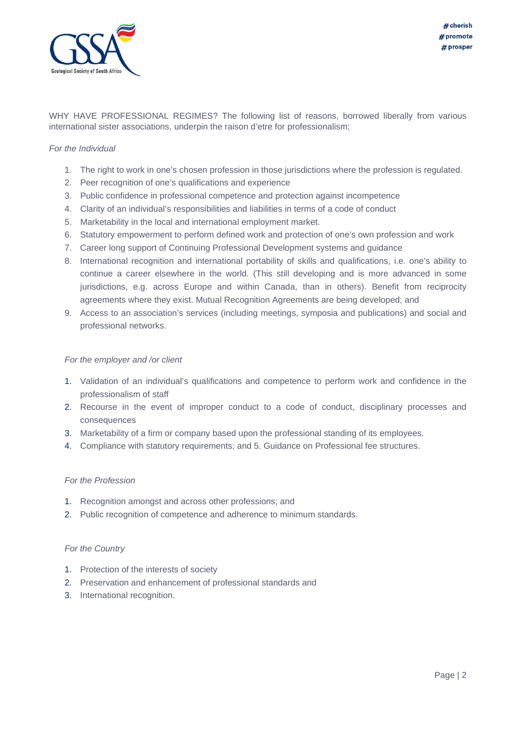WHY HAVE PROFESSIONAL REGIMES? The following list of reasons, borrowed liberally from various international sister associations, underpin the raison d'etre for professionalism;

*For the Individual*

1. The right to work in one's chosen profession in those jurisdictions where the profession is regulated.
2. Peer recognition of one's qualifications and experience
3. Public confidence in professional competence and protection against incompetence
4. Clarity of an individual's responsibilities and liabilities in terms of a code of conduct
5. Marketability in the local and international employment market.
6. Statutory empowerment to perform defined work and protection of one's own profession and work
7. Career long support of Continuing Professional Development systems and guidance
8. International recognition and international portability of skills and qualifications, i.e. one's ability to continue a career elsewhere in the world. (This still developing and is more advanced in some jurisdictions, e.g. across Europe and within Canada, than in others). Benefit from reciprocity agreements where they exist. Mutual Recognition Agreements are being developed; and
9. Access to an association's services (including meetings, symposia and publications) and social and professional networks.

*For the employer and /or client*

1. Validation of an individual's qualifications and competence to perform work and confidence in the professionalism of staff
2. Recourse in the event of improper conduct to a code of conduct, disciplinary processes and consequences
3. Marketability of a firm or company based upon the professional standing of its employees.
4. Compliance with statutory requirements; and 5. Guidance on Professional fee structures.

*For the Profession*

1. Recognition amongst and across other professions; and
2. Public recognition of competence and adherence to minimum standards.

*For the Country*

1. Protection of the interests of society
2. Preservation and enhancement of professional standards and
3. International recognition.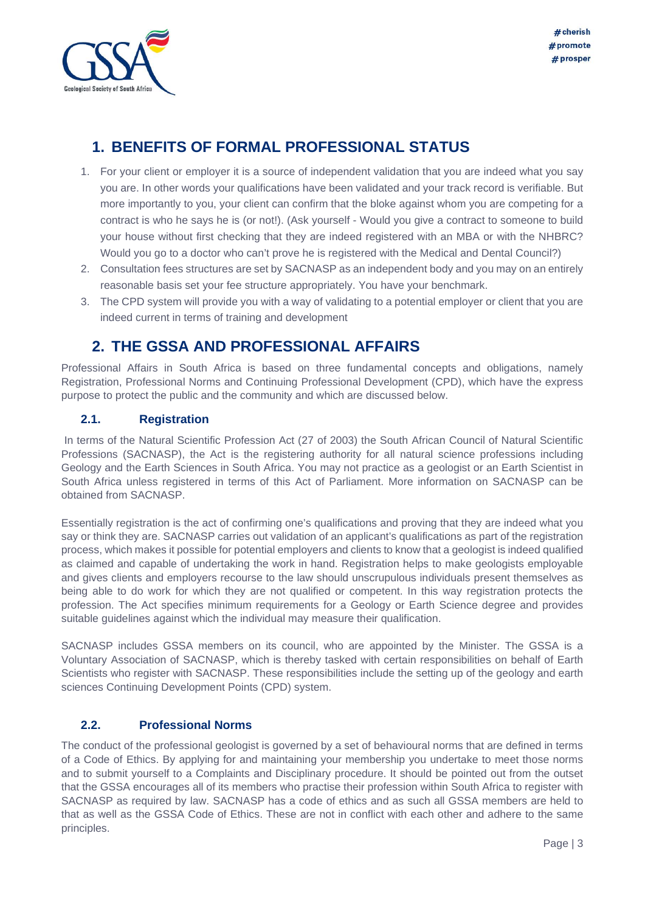## 1. BENEFITS OF FORMAL PROFESSIONAL STATUS

1. For your client or employer it is a source of independent validation that you are indeed what you say you are. In other words your qualifications have been validated and your track record is verifiable. But more importantly to you, your client can confirm that the bloke against whom you are competing for a contract is who he says he is (or not!). (Ask yourself - Would you give a contract to someone to build your house without first checking that they are indeed registered with an MBA or with the NHBRC? Would you go to a doctor who can't prove he is registered with the Medical and Dental Council?)
2. Consultation fees structures are set by SACNASP as an independent body and you may on an entirely reasonable basis set your fee structure appropriately. You have your benchmark.
3. The CPD system will provide you with a way of validating to a potential employer or client that you are indeed current in terms of training and development

## 2. THE GSSA AND PROFESSIONAL AFFAIRS

Professional Affairs in South Africa is based on three fundamental concepts and obligations, namely Registration, Professional Norms and Continuing Professional Development (CPD), which have the express purpose to protect the public and the community and which are discussed below.

### 2.1. Registration

In terms of the Natural Scientific Profession Act (27 of 2003) the South African Council of Natural Scientific Professions (SACNASP), the Act is the registering authority for all natural science professions including Geology and the Earth Sciences in South Africa. You may not practice as a geologist or an Earth Scientist in South Africa unless registered in terms of this Act of Parliament. More information on SACNASP can be obtained from SACNASP.

Essentially registration is the act of confirming one's qualifications and proving that they are indeed what you say or think they are. SACNASP carries out validation of an applicant's qualifications as part of the registration process, which makes it possible for potential employers and clients to know that a geologist is indeed qualified as claimed and capable of undertaking the work in hand. Registration helps to make geologists employable and gives clients and employers recourse to the law should unscrupulous individuals present themselves as being able to do work for which they are not qualified or competent. In this way registration protects the profession. The Act specifies minimum requirements for a Geology or Earth Science degree and provides suitable guidelines against which the individual may measure their qualification.

SACNASP includes GSSA members on its council, who are appointed by the Minister. The GSSA is a Voluntary Association of SACNASP, which is thereby tasked with certain responsibilities on behalf of Earth Scientists who register with SACNASP. These responsibilities include the setting up of the geology and earth sciences Continuing Development Points (CPD) system.

### 2.2. Professional Norms

The conduct of the professional geologist is governed by a set of behavioural norms that are defined in terms of a Code of Ethics. By applying for and maintaining your membership you undertake to meet those norms and to submit yourself to a Complaints and Disciplinary procedure. It should be pointed out from the outset that the GSSA encourages all of its members who practise their profession within South Africa to register with SACNASP as required by law. SACNASP has a code of ethics and as such all GSSA members are held to that as well as the GSSA Code of Ethics. These are not in conflict with each other and adhere to the same principles.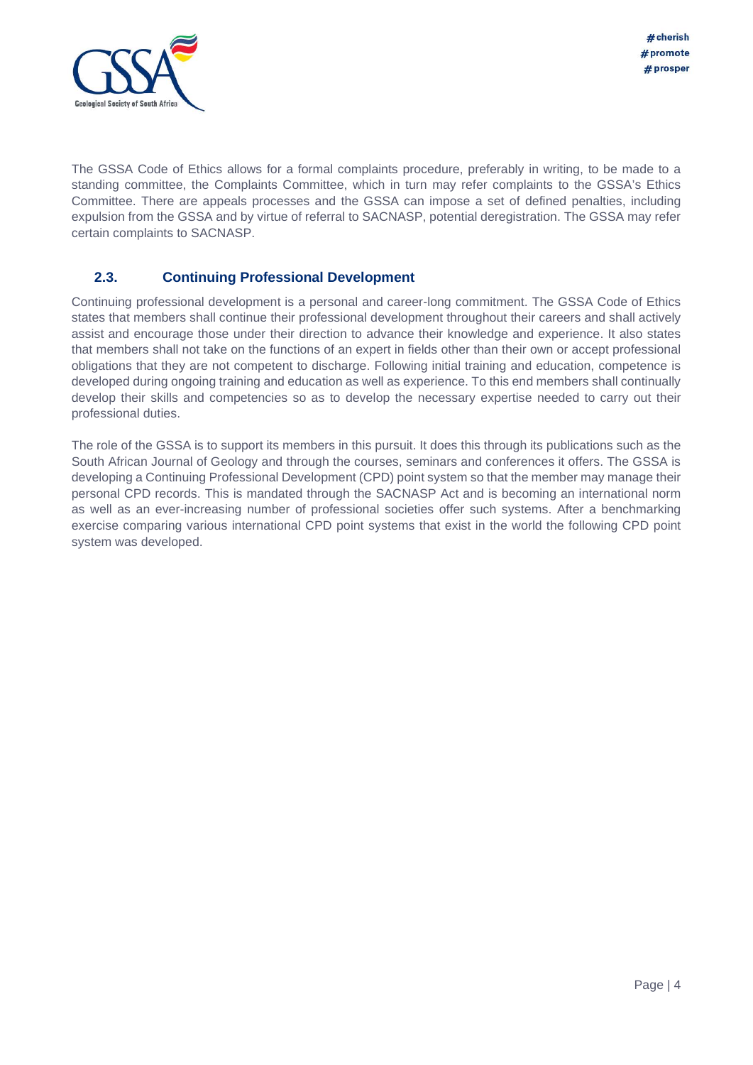The GSSA Code of Ethics allows for a formal complaints procedure, preferably in writing, to be made to a standing committee, the Complaints Committee, which in turn may refer complaints to the GSSA's Ethics Committee. There are appeals processes and the GSSA can impose a set of defined penalties, including expulsion from the GSSA and by virtue of referral to SACNASP, potential deregistration. The GSSA may refer certain complaints to SACNASP.

## 2.3. Continuing Professional Development

Continuing professional development is a personal and career-long commitment. The GSSA Code of Ethics states that members shall continue their professional development throughout their careers and shall actively assist and encourage those under their direction to advance their knowledge and experience. It also states that members shall not take on the functions of an expert in fields other than their own or accept professional obligations that they are not competent to discharge. Following initial training and education, competence is developed during ongoing training and education as well as experience. To this end members shall continually develop their skills and competencies so as to develop the necessary expertise needed to carry out their professional duties.

The role of the GSSA is to support its members in this pursuit. It does this through its publications such as the South African Journal of Geology and through the courses, seminars and conferences it offers. The GSSA is developing a Continuing Professional Development (CPD) point system so that the member may manage their personal CPD records. This is mandated through the SACNASP Act and is becoming an international norm as well as an ever-increasing number of professional societies offer such systems. After a benchmarking exercise comparing various international CPD point systems that exist in the world the following CPD point system was developed.